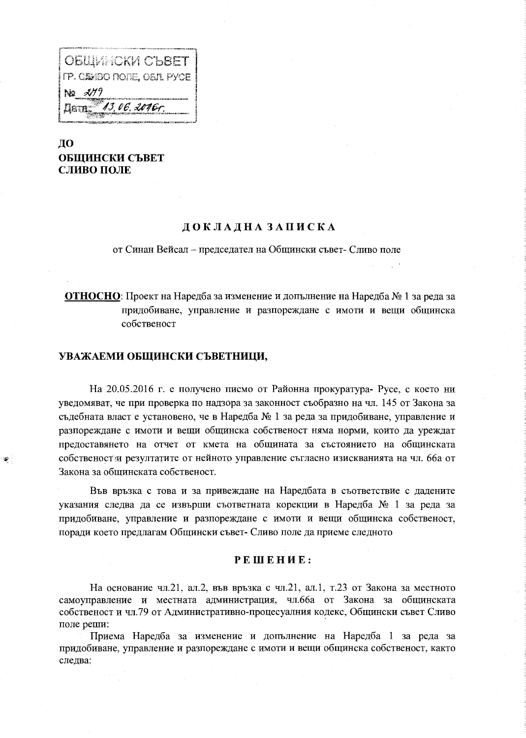ОБЩИНСКИ СЪВЕТ
ГР. СЛИВО ПОЛЕ, ОБЛ. РУСЕ
№ 279
Дата: 13.06.2016г.

**ДО**
**ОБЩИНСКИ СЪВЕТ**
**СЛИВО ПОЛЕ**

## ДОКЛАДНА ЗАПИСКА

от Синан Вейсал – председател на Общински съвет- Сливо поле

**ОТНОСНО**: Проект на Наредба за изменение и допълнение на Наредба № 1 за реда за придобиване, управление и разпореждане с имоти и вещи общинска собственост

**УВАЖАЕМИ ОБЩИНСКИ СЪВЕТНИЦИ,**

На 20.05.2016 г. е получено писмо от Районна прокуратура- Русе, с което ни уведомяват, че при проверка по надзора за законност съобразно на чл. 145 от Закона за съдебната власт е установено, че в Наредба № 1 за реда за придобиване, управление и разпореждане с имоти и вещи общинска собственост няма норми, които да уреждат предоставянето на отчет от кмета на общината за състоянието на общинската собственост и резултатите от нейното управление съгласно изискванията на чл. 66а от Закона за общинската собственост.

Във връзка с това и за привеждане на Наредбата в съответствие с дадените указания следва да се извърши съответната корекции в Наредба № 1 за реда за придобиване, управление и разпореждане с имоти и вещи общинска собственост, поради което предлагам Общински съвет- Сливо поле да приеме следното

### РЕШЕНИЕ:

На основание чл.21, ал.2, във връзка с чл.21, ал.1, т.23 от Закона за местното самоуправление и местната администрация, чл.66а от Закона за общинската собственост и чл.79 от Административно-процесуалния кодекс, Общински съвет Сливо поле реши:

Приема Наредба за изменение и допълнение на Наредба 1 за реда за придобиване, управление и разпореждане с имоти и вещи общинска собственост, както следва: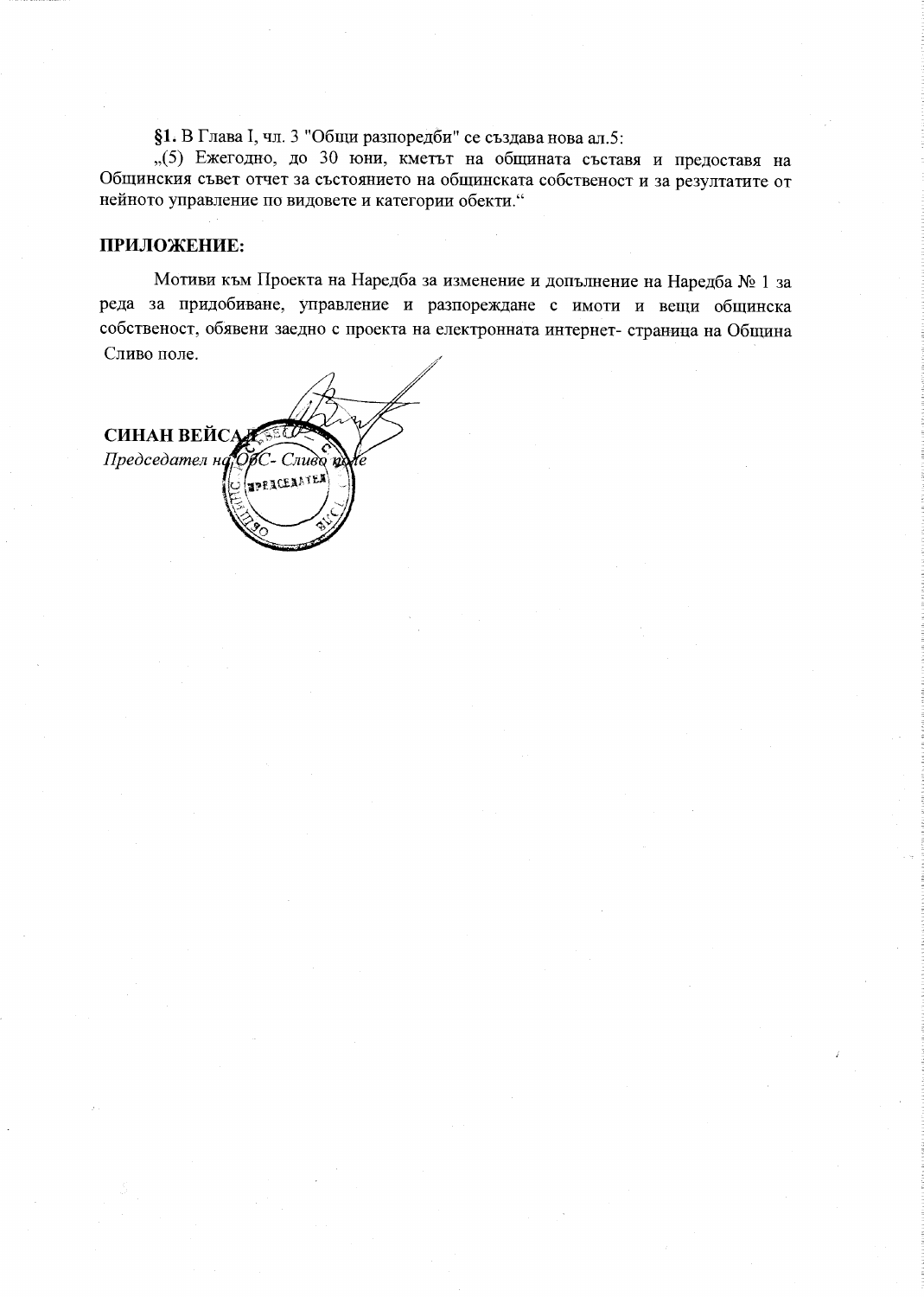**§1.** В Глава I, чл. 3 "Общи разпоредби" се създава нова ал.5:

„(5) Ежегодно, до 30 юни, кметът на общината съставя и предоставя на Общинския съвет отчет за състоянието на общинската собственост и за резултатите от нейното управление по видовете и категории обекти."

**ПРИЛОЖЕНИЕ:**

Мотиви към Проекта на Наредба за изменение и допълнение на Наредба № 1 за реда за придобиване, управление и разпореждане с имоти и вещи общинска собственост, обявени заедно с проекта на електронната интернет- страница на Община Сливо поле.

**СИНАН ВЕЙСАЛ**

*Председател на ОбС- Сливо поле*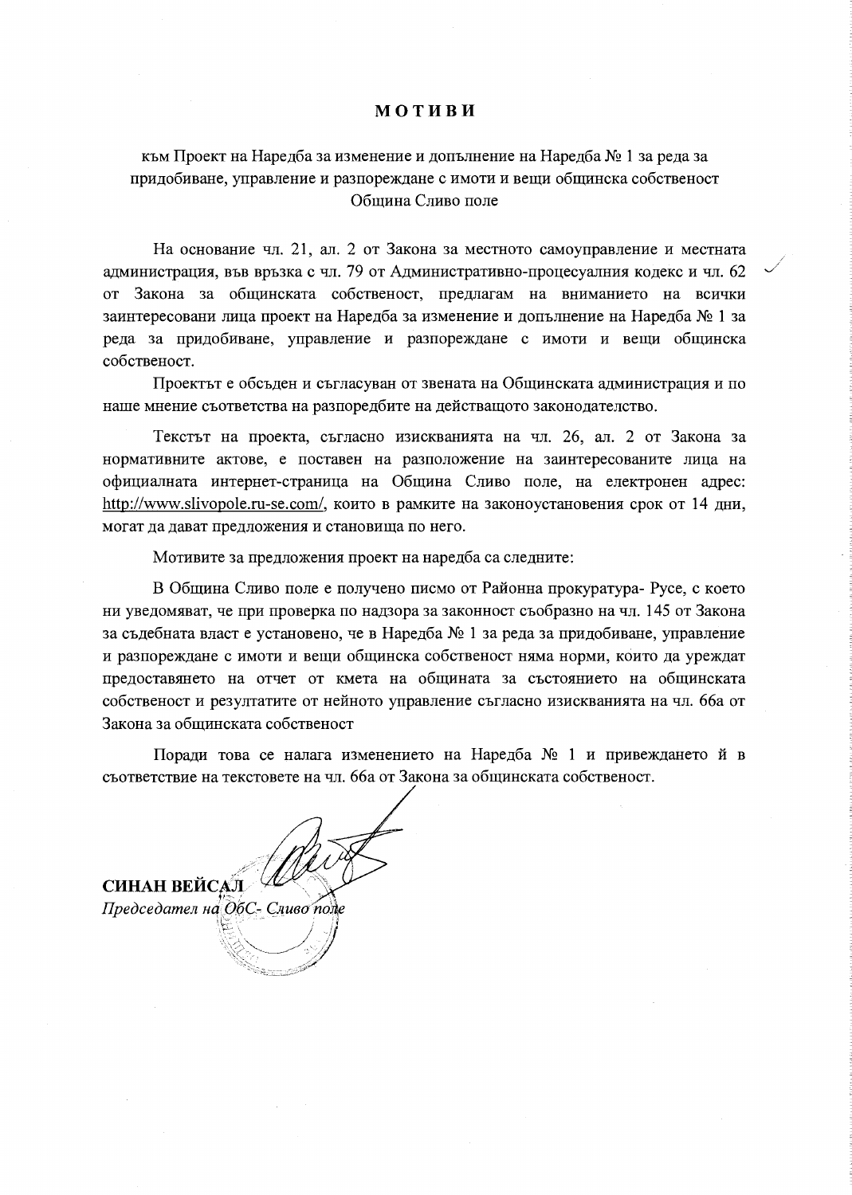# МОТИВИ

към Проект на Наредба за изменение и допълнение на Наредба № 1 за реда за придобиване, управление и разпореждане с имоти и вещи общинска собственост Община Сливо поле

На основание чл. 21, ал. 2 от Закона за местното самоуправление и местната администрация, във връзка с чл. 79 от Административно-процесуалния кодекс и чл. 62 от Закона за общинската собственост, предлагам на вниманието на всички заинтересовани лица проект на Наредба за изменение и допълнение на Наредба № 1 за реда за придобиване, управление и разпореждане с имоти и вещи общинска собственост.

Проектът е обсъден и съгласуван от звената на Общинската администрация и по наше мнение съответства на разпоредбите на действащото законодателство.

Текстът на проекта, съгласно изискванията на чл. 26, ал. 2 от Закона за нормативните актове, е поставен на разположение на заинтересованите лица на официалната интернет-страница на Община Сливо поле, на електронен адрес: http://www.slivopole.ru-se.com/, които в рамките на законоустановения срок от 14 дни, могат да дават предложения и становища по него.

Мотивите за предложения проект на наредба са следните:

В Община Сливо поле е получено писмо от Районна прокуратура- Русе, с което ни уведомяват, че при проверка по надзора за законност съобразно на чл. 145 от Закона за съдебната власт е установено, че в Наредба № 1 за реда за придобиване, управление и разпореждане с имоти и вещи общинска собственост няма норми, които да уреждат предоставянето на отчет от кмета на общината за състоянието на общинската собственост и резултатите от нейното управление съгласно изискванията на чл. 66а от Закона за общинската собственост

Поради това се налага изменението на Наредба № 1 и привеждането ѝ в съответствие на текстовете на чл. 66а от Закона за общинската собственост.

**СИНАН ВЕЙСАЛ**
*Председател на ОбС- Сливо поле*